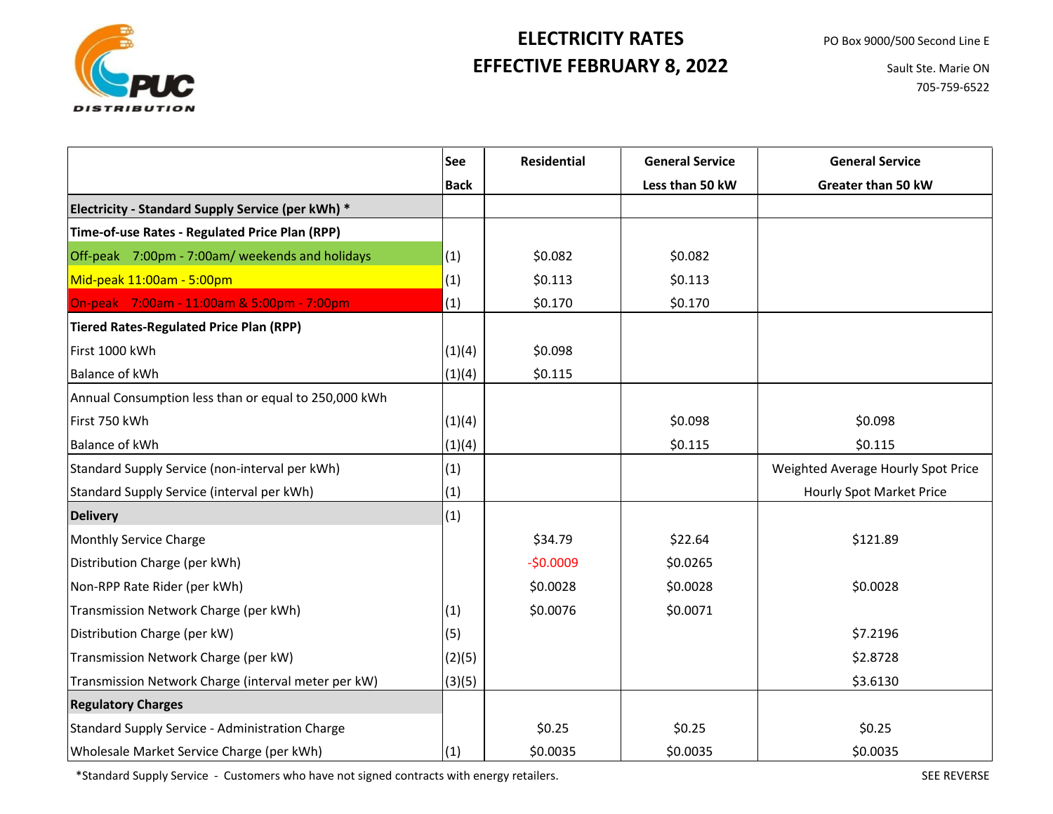PUC DISTRIBUTION

# ELECTRICITY RATES
# EFFECTIVE FEBRUARY 8, 2022

PO Box 9000/500 Second Line E

Sault Ste. Marie ON

705-759-6522

| | See Back | Residential | General Service Less than 50 kW | General Service Greater than 50 kW |
|---|---|---|---|---|
| **Electricity - Standard Supply Service (per kWh) *** | | | | |
| **Time-of-use Rates - Regulated Price Plan (RPP)** | | | | |
| Off-peak 7:00pm - 7:00am/ weekends and holidays | (1) | $0.082 | $0.082 | |
| Mid-peak 11:00am - 5:00pm | (1) | $0.113 | $0.113 | |
| On-peak 7:00am - 11:00am & 5:00pm - 7:00pm | (1) | $0.170 | $0.170 | |
| **Tiered Rates-Regulated Price Plan (RPP)** | | | | |
| First 1000 kWh | (1)(4) | $0.098 | | |
| Balance of kWh | (1)(4) | $0.115 | | |
| Annual Consumption less than or equal to 250,000 kWh | | | | |
| First 750 kWh | (1)(4) | | $0.098 | $0.098 |
| Balance of kWh | (1)(4) | | $0.115 | $0.115 |
| Standard Supply Service (non-interval per kWh) | (1) | | | Weighted Average Hourly Spot Price |
| Standard Supply Service (interval per kWh) | (1) | | | Hourly Spot Market Price |
| **Delivery** | (1) | | | |
| Monthly Service Charge | | $34.79 | $22.64 | $121.89 |
| Distribution Charge (per kWh) | | -$0.0009 | $0.0265 | |
| Non-RPP Rate Rider (per kWh) | | $0.0028 | $0.0028 | $0.0028 |
| Transmission Network Charge (per kWh) | (1) | $0.0076 | $0.0071 | |
| Distribution Charge (per kW) | (5) | | | $7.2196 |
| Transmission Network Charge (per kW) | (2)(5) | | | $2.8728 |
| Transmission Network Charge (interval meter per kW) | (3)(5) | | | $3.6130 |
| **Regulatory Charges** | | | | |
| Standard Supply Service - Administration Charge | | $0.25 | $0.25 | $0.25 |
| Wholesale Market Service Charge (per kWh) | (1) | $0.0035 | $0.0035 | $0.0035 |

*Standard Supply Service - Customers who have not signed contracts with energy retailers.

SEE REVERSE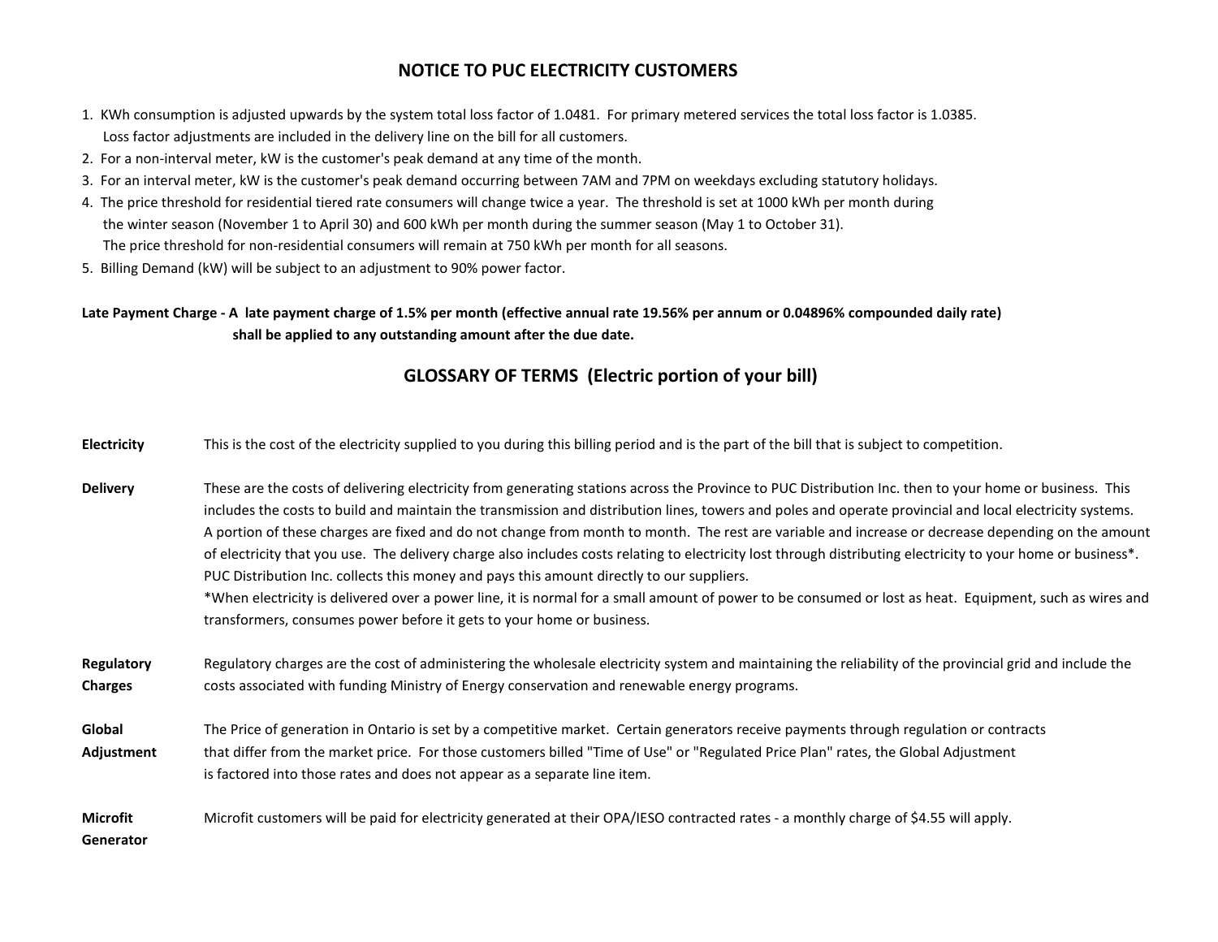## NOTICE TO PUC ELECTRICITY CUSTOMERS

1. KWh consumption is adjusted upwards by the system total loss factor of 1.0481. For primary metered services the total loss factor is 1.0385.
   Loss factor adjustments are included in the delivery line on the bill for all customers.
2. For a non-interval meter, kW is the customer's peak demand at any time of the month.
3. For an interval meter, kW is the customer's peak demand occurring between 7AM and 7PM on weekdays excluding statutory holidays.
4. The price threshold for residential tiered rate consumers will change twice a year. The threshold is set at 1000 kWh per month during the winter season (November 1 to April 30) and 600 kWh per month during the summer season (May 1 to October 31).
   The price threshold for non-residential consumers will remain at 750 kWh per month for all seasons.
5. Billing Demand (kW) will be subject to an adjustment to 90% power factor.

**Late Payment Charge - A late payment charge of 1.5% per month (effective annual rate 19.56% per annum or 0.04896% compounded daily rate) shall be applied to any outstanding amount after the due date.**

## GLOSSARY OF TERMS (Electric portion of your bill)

**Electricity** This is the cost of the electricity supplied to you during this billing period and is the part of the bill that is subject to competition.

**Delivery** These are the costs of delivering electricity from generating stations across the Province to PUC Distribution Inc. then to your home or business. This includes the costs to build and maintain the transmission and distribution lines, towers and poles and operate provincial and local electricity systems. A portion of these charges are fixed and do not change from month to month. The rest are variable and increase or decrease depending on the amount of electricity that you use. The delivery charge also includes costs relating to electricity lost through distributing electricity to your home or business*. PUC Distribution Inc. collects this money and pays this amount directly to our suppliers.
*When electricity is delivered over a power line, it is normal for a small amount of power to be consumed or lost as heat. Equipment, such as wires and transformers, consumes power before it gets to your home or business.

**Regulatory Charges** Regulatory charges are the cost of administering the wholesale electricity system and maintaining the reliability of the provincial grid and include the costs associated with funding Ministry of Energy conservation and renewable energy programs.

**Global Adjustment** The Price of generation in Ontario is set by a competitive market. Certain generators receive payments through regulation or contracts that differ from the market price. For those customers billed "Time of Use" or "Regulated Price Plan" rates, the Global Adjustment is factored into those rates and does not appear as a separate line item.

**Microfit Generator** Microfit customers will be paid for electricity generated at their OPA/IESO contracted rates - a monthly charge of $4.55 will apply.